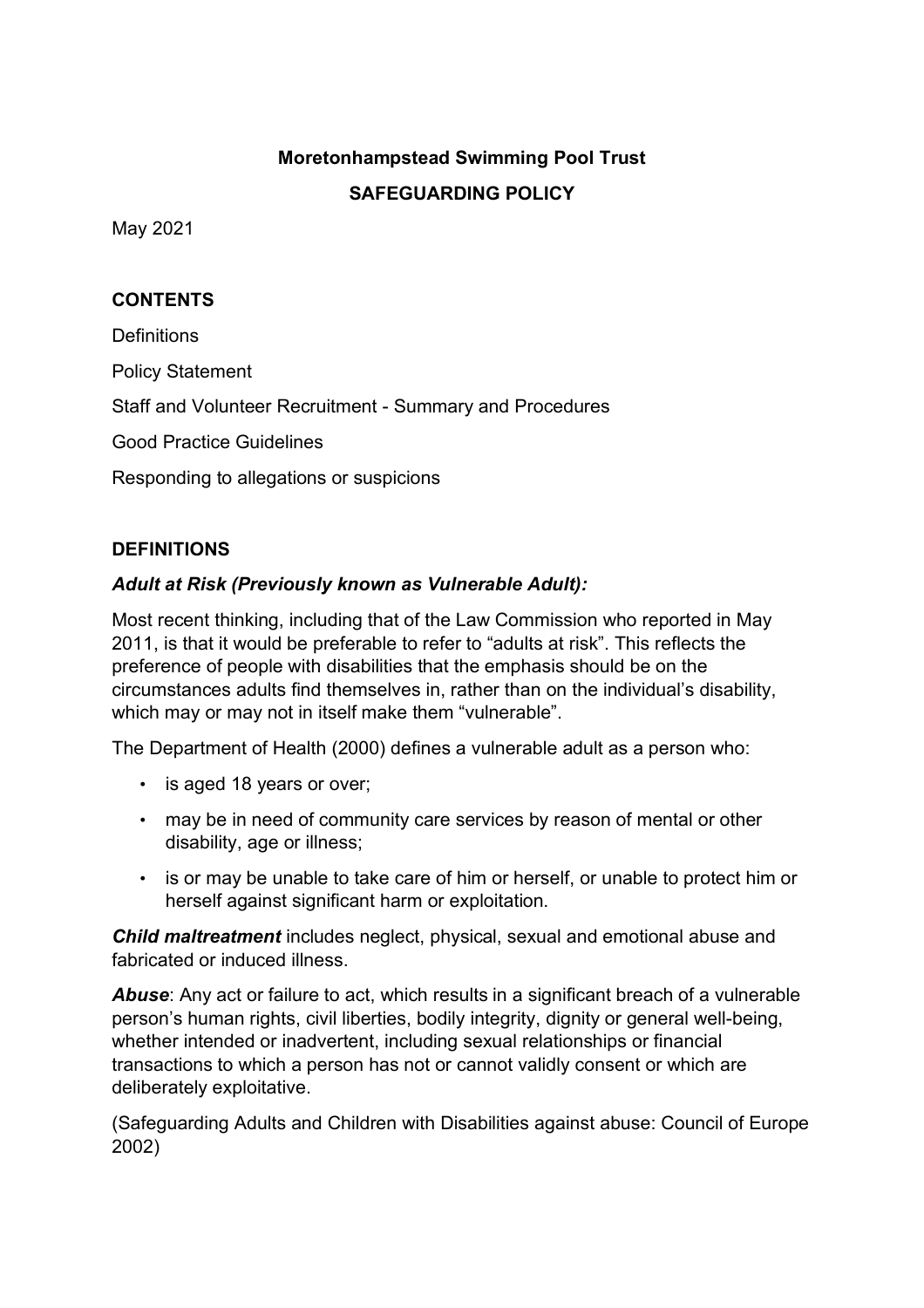# Moretonhampstead Swimming Pool Trust

## SAFEGUARDING POLICY

May 2021

## CONTENTS

Definitions

Policy Statement

Staff and Volunteer Recruitment - Summary and Procedures

Good Practice Guidelines

Responding to allegations or suspicions

## DEFINITIONS

### *Adult at Risk (Previously known as Vulnerable Adult):*

Most recent thinking, including that of the Law Commission who reported in May 2011, is that it would be preferable to refer to "adults at risk". This reflects the preference of people with disabilities that the emphasis should be on the circumstances adults find themselves in, rather than on the individual's disability, which may or may not in itself make them "vulnerable".

The Department of Health (2000) defines a vulnerable adult as a person who:

- is aged 18 years or over;
- may be in need of community care services by reason of mental or other disability, age or illness;
- is or may be unable to take care of him or herself, or unable to protect him or herself against significant harm or exploitation.

***Child maltreatment*** includes neglect, physical, sexual and emotional abuse and fabricated or induced illness.

***Abuse***: Any act or failure to act, which results in a significant breach of a vulnerable person's human rights, civil liberties, bodily integrity, dignity or general well-being, whether intended or inadvertent, including sexual relationships or financial transactions to which a person has not or cannot validly consent or which are deliberately exploitative.

(Safeguarding Adults and Children with Disabilities against abuse: Council of Europe 2002)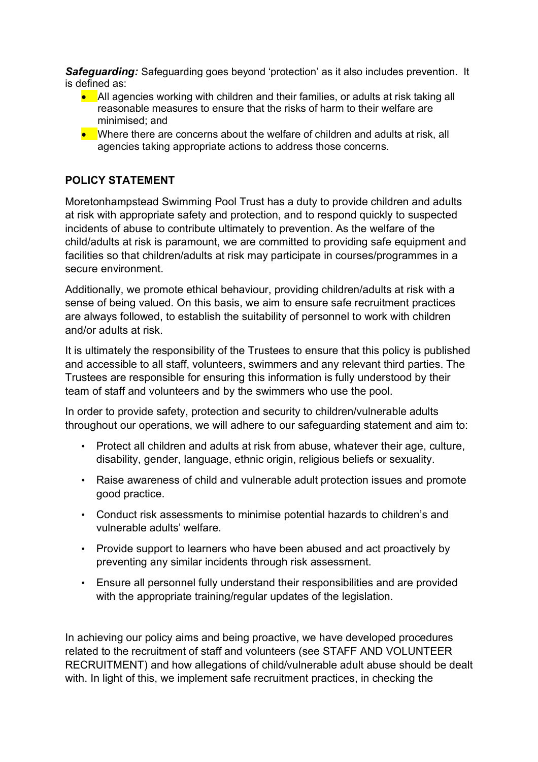***Safeguarding:*** Safeguarding goes beyond 'protection' as it also includes prevention. It is defined as:

- All agencies working with children and their families, or adults at risk taking all reasonable measures to ensure that the risks of harm to their welfare are minimised; and
- Where there are concerns about the welfare of children and adults at risk, all agencies taking appropriate actions to address those concerns.

**POLICY STATEMENT**

Moretonhampstead Swimming Pool Trust has a duty to provide children and adults at risk with appropriate safety and protection, and to respond quickly to suspected incidents of abuse to contribute ultimately to prevention. As the welfare of the child/adults at risk is paramount, we are committed to providing safe equipment and facilities so that children/adults at risk may participate in courses/programmes in a secure environment.

Additionally, we promote ethical behaviour, providing children/adults at risk with a sense of being valued. On this basis, we aim to ensure safe recruitment practices are always followed, to establish the suitability of personnel to work with children and/or adults at risk.

It is ultimately the responsibility of the Trustees to ensure that this policy is published and accessible to all staff, volunteers, swimmers and any relevant third parties. The Trustees are responsible for ensuring this information is fully understood by their team of staff and volunteers and by the swimmers who use the pool.

In order to provide safety, protection and security to children/vulnerable adults throughout our operations, we will adhere to our safeguarding statement and aim to:

- Protect all children and adults at risk from abuse, whatever their age, culture, disability, gender, language, ethnic origin, religious beliefs or sexuality.
- Raise awareness of child and vulnerable adult protection issues and promote good practice.
- Conduct risk assessments to minimise potential hazards to children's and vulnerable adults' welfare.
- Provide support to learners who have been abused and act proactively by preventing any similar incidents through risk assessment.
- Ensure all personnel fully understand their responsibilities and are provided with the appropriate training/regular updates of the legislation.

In achieving our policy aims and being proactive, we have developed procedures related to the recruitment of staff and volunteers (see STAFF AND VOLUNTEER RECRUITMENT) and how allegations of child/vulnerable adult abuse should be dealt with. In light of this, we implement safe recruitment practices, in checking the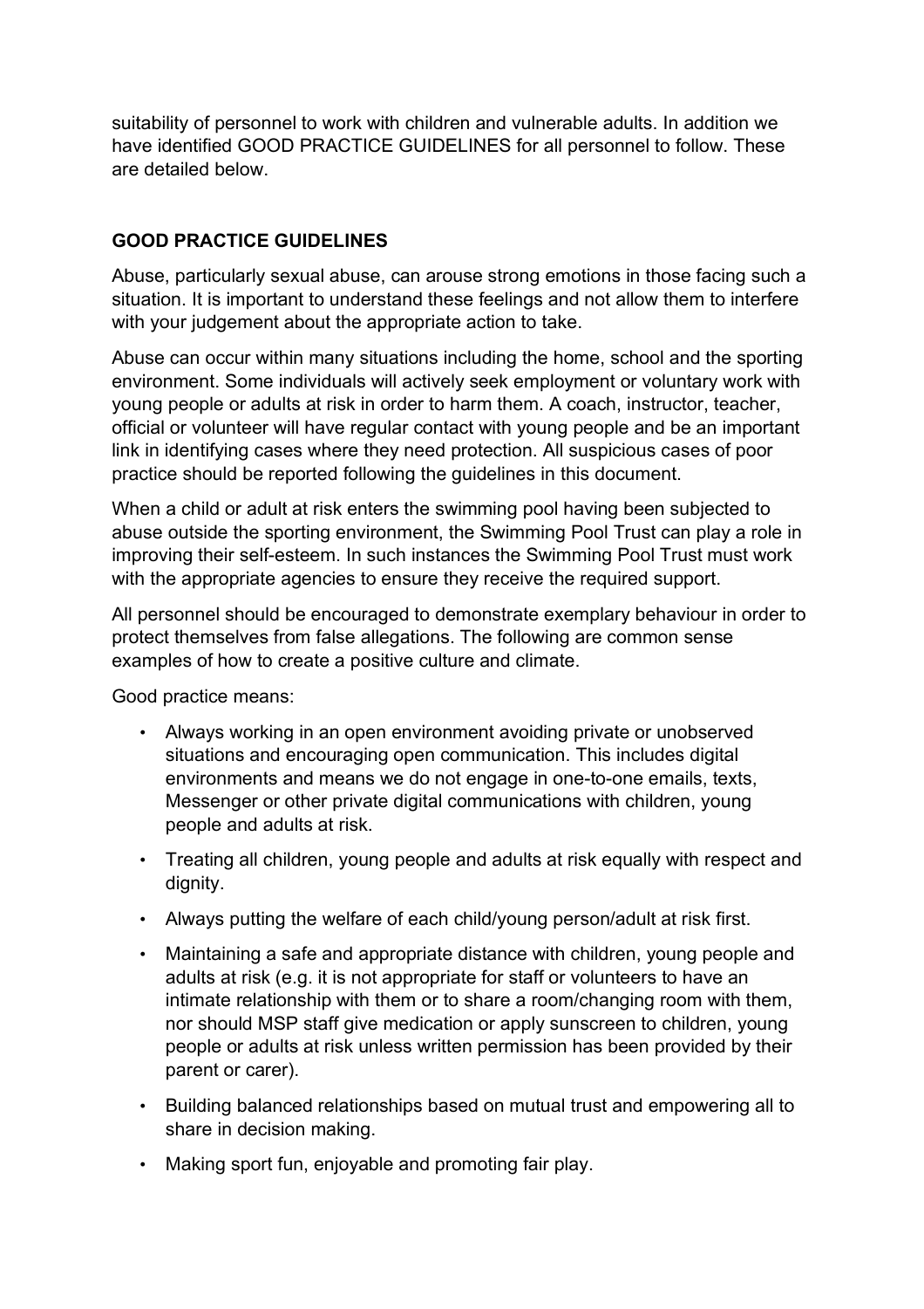suitability of personnel to work with children and vulnerable adults. In addition we have identified GOOD PRACTICE GUIDELINES for all personnel to follow. These are detailed below.

## GOOD PRACTICE GUIDELINES

Abuse, particularly sexual abuse, can arouse strong emotions in those facing such a situation. It is important to understand these feelings and not allow them to interfere with your judgement about the appropriate action to take.

Abuse can occur within many situations including the home, school and the sporting environment. Some individuals will actively seek employment or voluntary work with young people or adults at risk in order to harm them. A coach, instructor, teacher, official or volunteer will have regular contact with young people and be an important link in identifying cases where they need protection. All suspicious cases of poor practice should be reported following the guidelines in this document.

When a child or adult at risk enters the swimming pool having been subjected to abuse outside the sporting environment, the Swimming Pool Trust can play a role in improving their self-esteem. In such instances the Swimming Pool Trust must work with the appropriate agencies to ensure they receive the required support.

All personnel should be encouraged to demonstrate exemplary behaviour in order to protect themselves from false allegations. The following are common sense examples of how to create a positive culture and climate.

Good practice means:

- Always working in an open environment avoiding private or unobserved situations and encouraging open communication. This includes digital environments and means we do not engage in one-to-one emails, texts, Messenger or other private digital communications with children, young people and adults at risk.
- Treating all children, young people and adults at risk equally with respect and dignity.
- Always putting the welfare of each child/young person/adult at risk first.
- Maintaining a safe and appropriate distance with children, young people and adults at risk (e.g. it is not appropriate for staff or volunteers to have an intimate relationship with them or to share a room/changing room with them, nor should MSP staff give medication or apply sunscreen to children, young people or adults at risk unless written permission has been provided by their parent or carer).
- Building balanced relationships based on mutual trust and empowering all to share in decision making.
- Making sport fun, enjoyable and promoting fair play.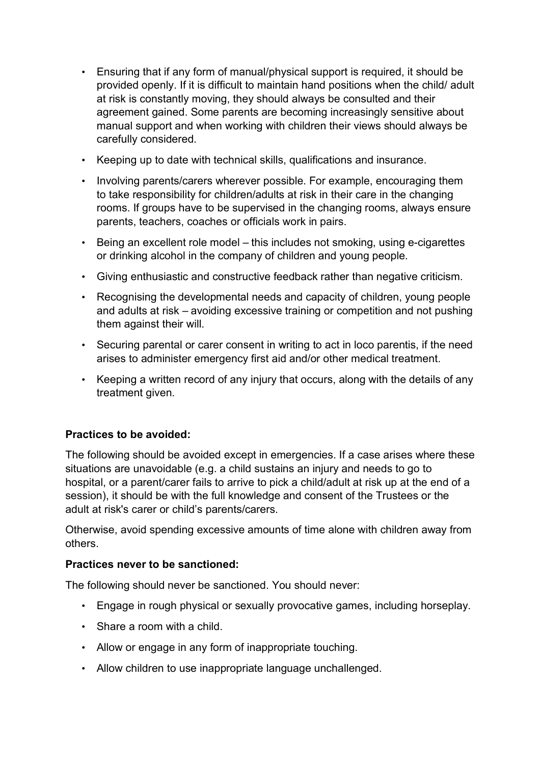- Ensuring that if any form of manual/physical support is required, it should be provided openly. If it is difficult to maintain hand positions when the child/ adult at risk is constantly moving, they should always be consulted and their agreement gained. Some parents are becoming increasingly sensitive about manual support and when working with children their views should always be carefully considered.
- Keeping up to date with technical skills, qualifications and insurance.
- Involving parents/carers wherever possible. For example, encouraging them to take responsibility for children/adults at risk in their care in the changing rooms. If groups have to be supervised in the changing rooms, always ensure parents, teachers, coaches or officials work in pairs.
- Being an excellent role model – this includes not smoking, using e-cigarettes or drinking alcohol in the company of children and young people.
- Giving enthusiastic and constructive feedback rather than negative criticism.
- Recognising the developmental needs and capacity of children, young people and adults at risk – avoiding excessive training or competition and not pushing them against their will.
- Securing parental or carer consent in writing to act in loco parentis, if the need arises to administer emergency first aid and/or other medical treatment.
- Keeping a written record of any injury that occurs, along with the details of any treatment given.

**Practices to be avoided:**

The following should be avoided except in emergencies. If a case arises where these situations are unavoidable (e.g. a child sustains an injury and needs to go to hospital, or a parent/carer fails to arrive to pick a child/adult at risk up at the end of a session), it should be with the full knowledge and consent of the Trustees or the adult at risk's carer or child's parents/carers.

Otherwise, avoid spending excessive amounts of time alone with children away from others.

**Practices never to be sanctioned:**

The following should never be sanctioned. You should never:

- Engage in rough physical or sexually provocative games, including horseplay.
- Share a room with a child.
- Allow or engage in any form of inappropriate touching.
- Allow children to use inappropriate language unchallenged.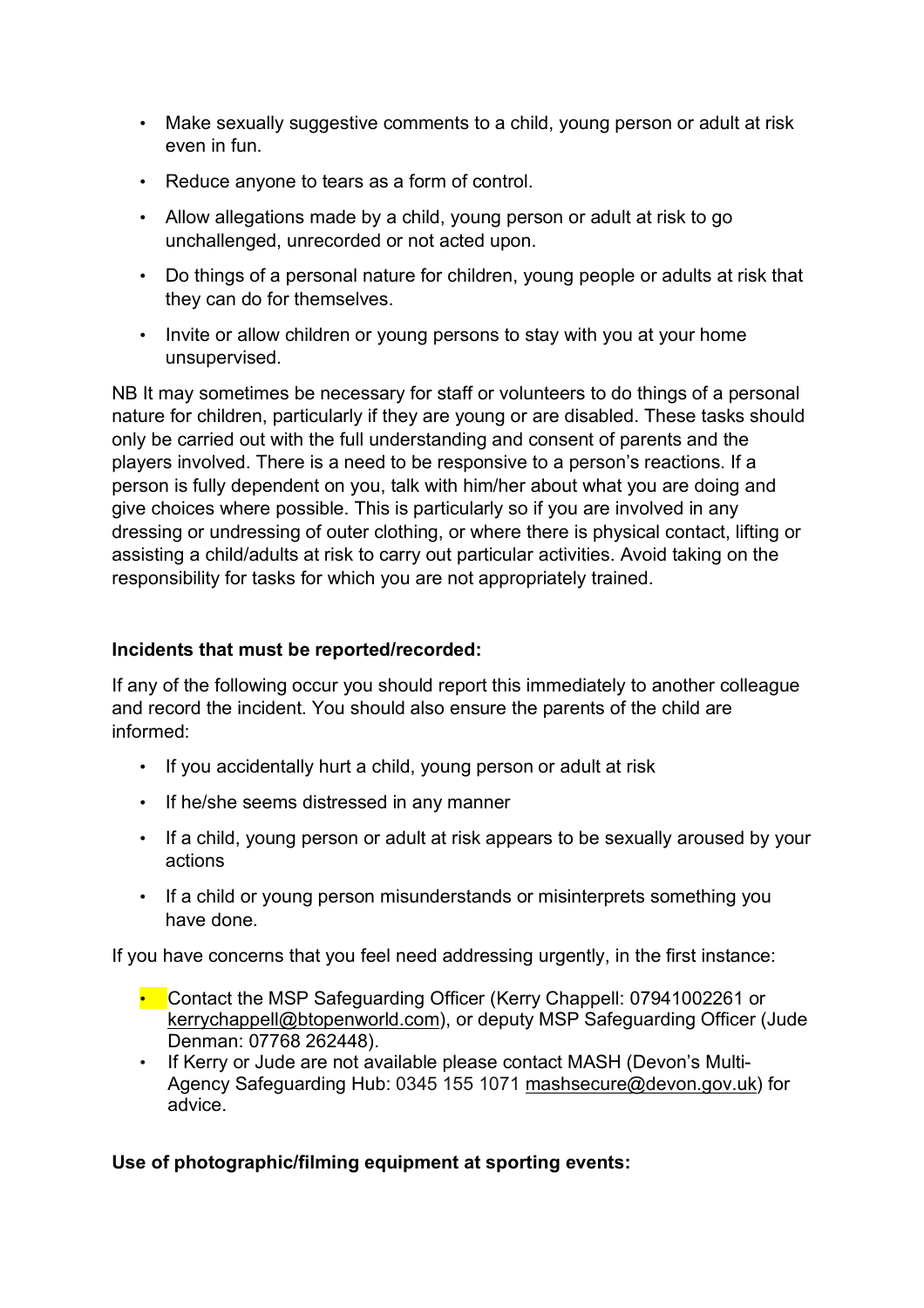- Make sexually suggestive comments to a child, young person or adult at risk even in fun.
- Reduce anyone to tears as a form of control.
- Allow allegations made by a child, young person or adult at risk to go unchallenged, unrecorded or not acted upon.
- Do things of a personal nature for children, young people or adults at risk that they can do for themselves.
- Invite or allow children or young persons to stay with you at your home unsupervised.

NB It may sometimes be necessary for staff or volunteers to do things of a personal nature for children, particularly if they are young or are disabled. These tasks should only be carried out with the full understanding and consent of parents and the players involved. There is a need to be responsive to a person's reactions. If a person is fully dependent on you, talk with him/her about what you are doing and give choices where possible. This is particularly so if you are involved in any dressing or undressing of outer clothing, or where there is physical contact, lifting or assisting a child/adults at risk to carry out particular activities. Avoid taking on the responsibility for tasks for which you are not appropriately trained.

**Incidents that must be reported/recorded:**

If any of the following occur you should report this immediately to another colleague and record the incident. You should also ensure the parents of the child are informed:

- If you accidentally hurt a child, young person or adult at risk
- If he/she seems distressed in any manner
- If a child, young person or adult at risk appears to be sexually aroused by your actions
- If a child or young person misunderstands or misinterprets something you have done.

If you have concerns that you feel need addressing urgently, in the first instance:

- Contact the MSP Safeguarding Officer (Kerry Chappell: 07941002261 or kerrychappell@btopenworld.com), or deputy MSP Safeguarding Officer (Jude Denman: 07768 262448).
- If Kerry or Jude are not available please contact MASH (Devon's Multi-Agency Safeguarding Hub: 0345 155 1071 mashsecure@devon.gov.uk) for advice.

**Use of photographic/filming equipment at sporting events:**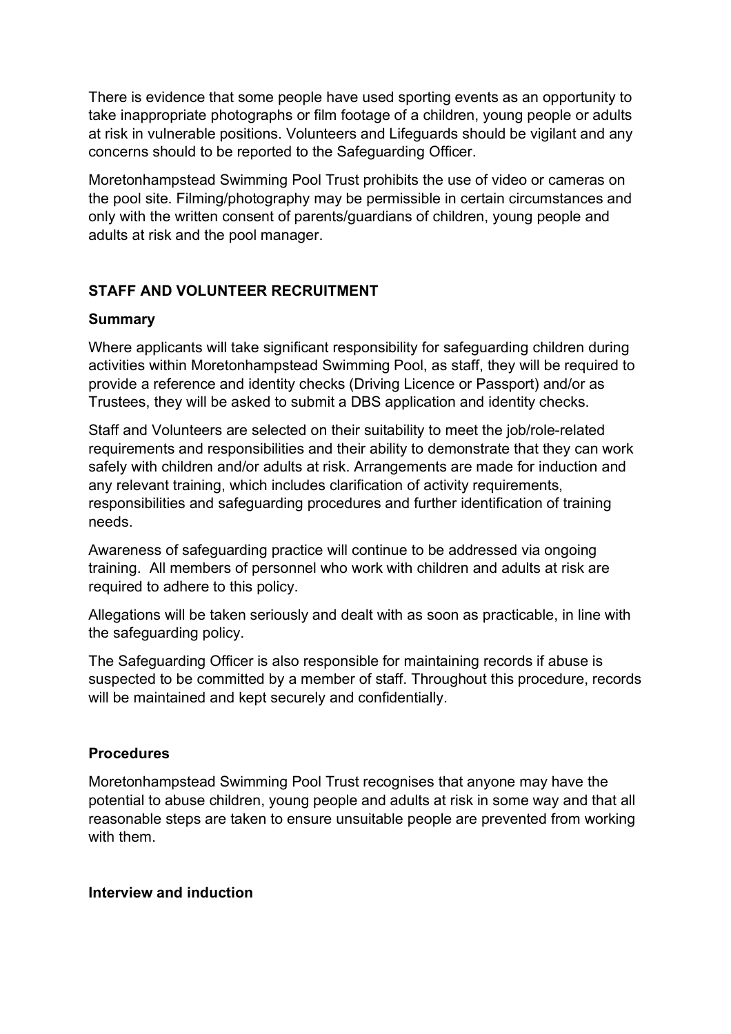There is evidence that some people have used sporting events as an opportunity to take inappropriate photographs or film footage of a children, young people or adults at risk in vulnerable positions. Volunteers and Lifeguards should be vigilant and any concerns should to be reported to the Safeguarding Officer.

Moretonhampstead Swimming Pool Trust prohibits the use of video or cameras on the pool site. Filming/photography may be permissible in certain circumstances and only with the written consent of parents/guardians of children, young people and adults at risk and the pool manager.

## STAFF AND VOLUNTEER RECRUITMENT

### Summary

Where applicants will take significant responsibility for safeguarding children during activities within Moretonhampstead Swimming Pool, as staff, they will be required to provide a reference and identity checks (Driving Licence or Passport) and/or as Trustees, they will be asked to submit a DBS application and identity checks.

Staff and Volunteers are selected on their suitability to meet the job/role-related requirements and responsibilities and their ability to demonstrate that they can work safely with children and/or adults at risk. Arrangements are made for induction and any relevant training, which includes clarification of activity requirements, responsibilities and safeguarding procedures and further identification of training needs.

Awareness of safeguarding practice will continue to be addressed via ongoing training. All members of personnel who work with children and adults at risk are required to adhere to this policy.

Allegations will be taken seriously and dealt with as soon as practicable, in line with the safeguarding policy.

The Safeguarding Officer is also responsible for maintaining records if abuse is suspected to be committed by a member of staff. Throughout this procedure, records will be maintained and kept securely and confidentially.

### Procedures

Moretonhampstead Swimming Pool Trust recognises that anyone may have the potential to abuse children, young people and adults at risk in some way and that all reasonable steps are taken to ensure unsuitable people are prevented from working with them.

### Interview and induction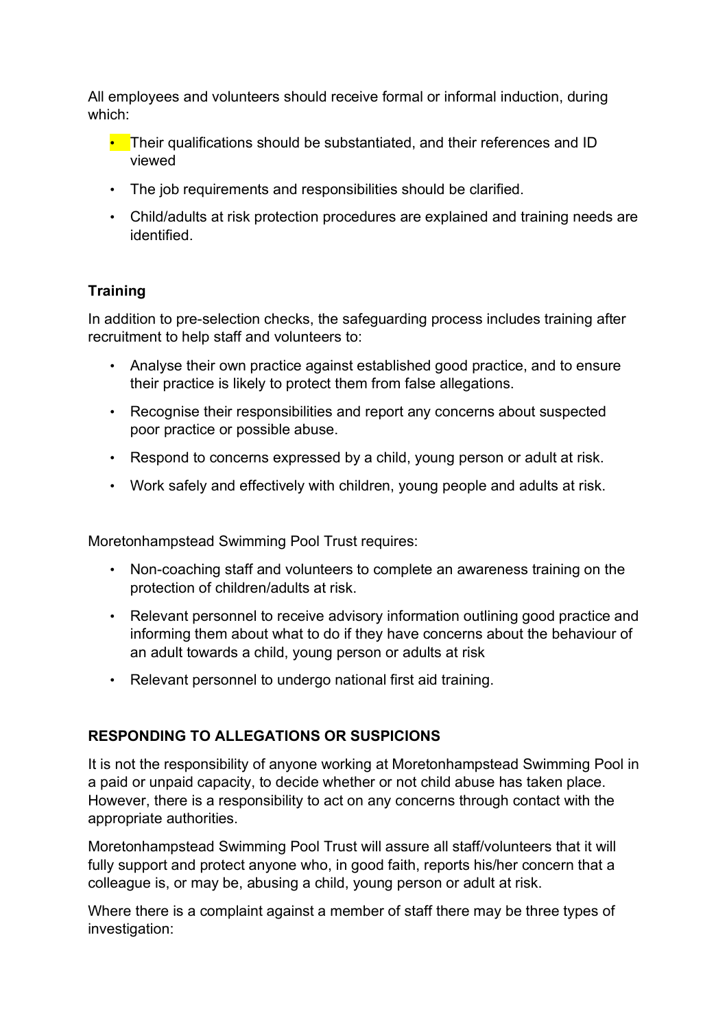All employees and volunteers should receive formal or informal induction, during which:

- Their qualifications should be substantiated, and their references and ID viewed
- The job requirements and responsibilities should be clarified.
- Child/adults at risk protection procedures are explained and training needs are identified.

**Training**

In addition to pre-selection checks, the safeguarding process includes training after recruitment to help staff and volunteers to:

- Analyse their own practice against established good practice, and to ensure their practice is likely to protect them from false allegations.
- Recognise their responsibilities and report any concerns about suspected poor practice or possible abuse.
- Respond to concerns expressed by a child, young person or adult at risk.
- Work safely and effectively with children, young people and adults at risk.

Moretonhampstead Swimming Pool Trust requires:

- Non-coaching staff and volunteers to complete an awareness training on the protection of children/adults at risk.
- Relevant personnel to receive advisory information outlining good practice and informing them about what to do if they have concerns about the behaviour of an adult towards a child, young person or adults at risk
- Relevant personnel to undergo national first aid training.

**RESPONDING TO ALLEGATIONS OR SUSPICIONS**

It is not the responsibility of anyone working at Moretonhampstead Swimming Pool in a paid or unpaid capacity, to decide whether or not child abuse has taken place. However, there is a responsibility to act on any concerns through contact with the appropriate authorities.

Moretonhampstead Swimming Pool Trust will assure all staff/volunteers that it will fully support and protect anyone who, in good faith, reports his/her concern that a colleague is, or may be, abusing a child, young person or adult at risk.

Where there is a complaint against a member of staff there may be three types of investigation: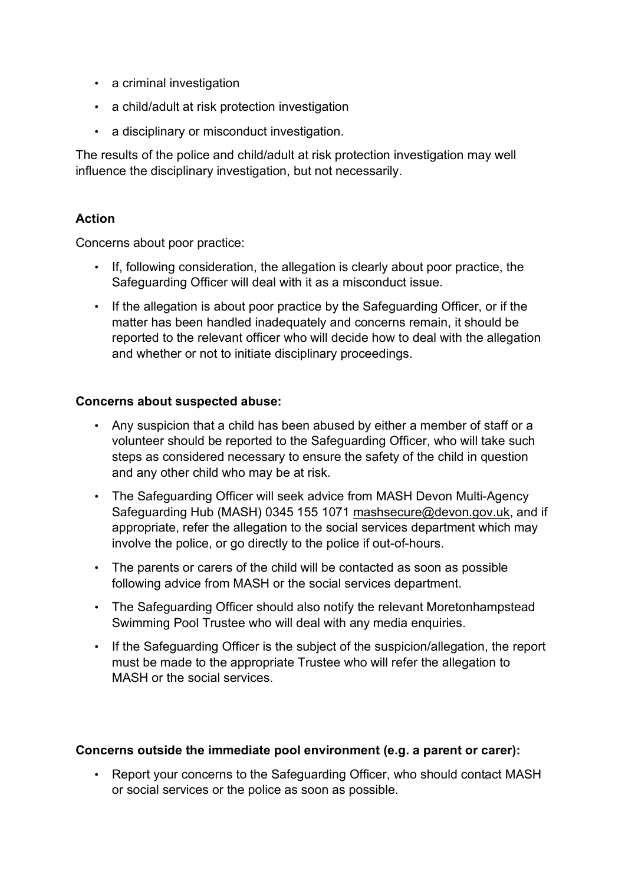- a criminal investigation
- a child/adult at risk protection investigation
- a disciplinary or misconduct investigation.

The results of the police and child/adult at risk protection investigation may well influence the disciplinary investigation, but not necessarily.

**Action**

Concerns about poor practice:

- If, following consideration, the allegation is clearly about poor practice, the Safeguarding Officer will deal with it as a misconduct issue.
- If the allegation is about poor practice by the Safeguarding Officer, or if the matter has been handled inadequately and concerns remain, it should be reported to the relevant officer who will decide how to deal with the allegation and whether or not to initiate disciplinary proceedings.

**Concerns about suspected abuse:**

- Any suspicion that a child has been abused by either a member of staff or a volunteer should be reported to the Safeguarding Officer, who will take such steps as considered necessary to ensure the safety of the child in question and any other child who may be at risk.
- The Safeguarding Officer will seek advice from MASH Devon Multi-Agency Safeguarding Hub (MASH) 0345 155 1071 mashsecure@devon.gov.uk, and if appropriate, refer the allegation to the social services department which may involve the police, or go directly to the police if out-of-hours.
- The parents or carers of the child will be contacted as soon as possible following advice from MASH or the social services department.
- The Safeguarding Officer should also notify the relevant Moretonhampstead Swimming Pool Trustee who will deal with any media enquiries.
- If the Safeguarding Officer is the subject of the suspicion/allegation, the report must be made to the appropriate Trustee who will refer the allegation to MASH or the social services.

**Concerns outside the immediate pool environment (e.g. a parent or carer):**

- Report your concerns to the Safeguarding Officer, who should contact MASH or social services or the police as soon as possible.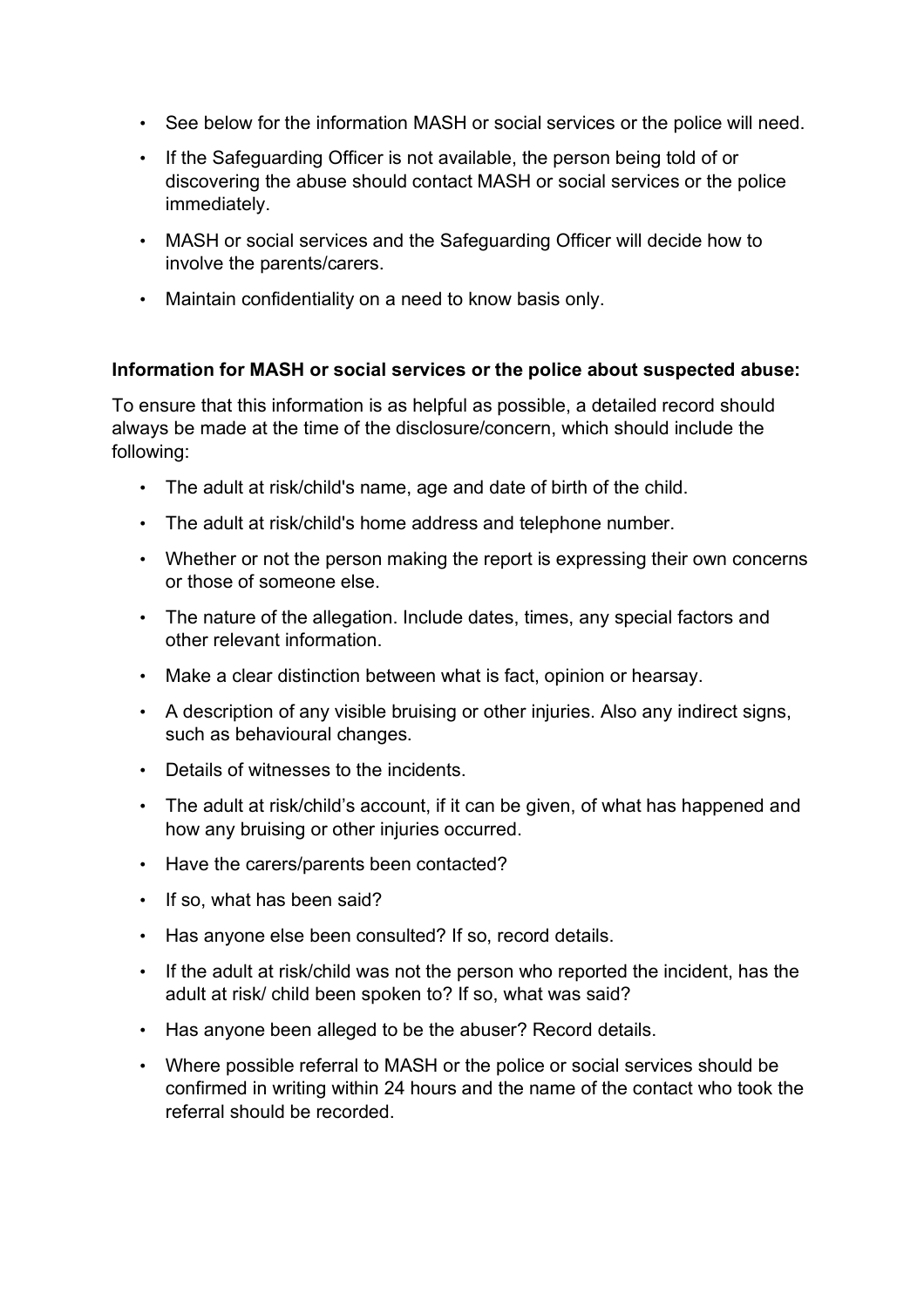- See below for the information MASH or social services or the police will need.
- If the Safeguarding Officer is not available, the person being told of or discovering the abuse should contact MASH or social services or the police immediately.
- MASH or social services and the Safeguarding Officer will decide how to involve the parents/carers.
- Maintain confidentiality on a need to know basis only.

**Information for MASH or social services or the police about suspected abuse:**

To ensure that this information is as helpful as possible, a detailed record should always be made at the time of the disclosure/concern, which should include the following:

- The adult at risk/child's name, age and date of birth of the child.
- The adult at risk/child's home address and telephone number.
- Whether or not the person making the report is expressing their own concerns or those of someone else.
- The nature of the allegation. Include dates, times, any special factors and other relevant information.
- Make a clear distinction between what is fact, opinion or hearsay.
- A description of any visible bruising or other injuries. Also any indirect signs, such as behavioural changes.
- Details of witnesses to the incidents.
- The adult at risk/child's account, if it can be given, of what has happened and how any bruising or other injuries occurred.
- Have the carers/parents been contacted?
- If so, what has been said?
- Has anyone else been consulted? If so, record details.
- If the adult at risk/child was not the person who reported the incident, has the adult at risk/ child been spoken to? If so, what was said?
- Has anyone been alleged to be the abuser? Record details.
- Where possible referral to MASH or the police or social services should be confirmed in writing within 24 hours and the name of the contact who took the referral should be recorded.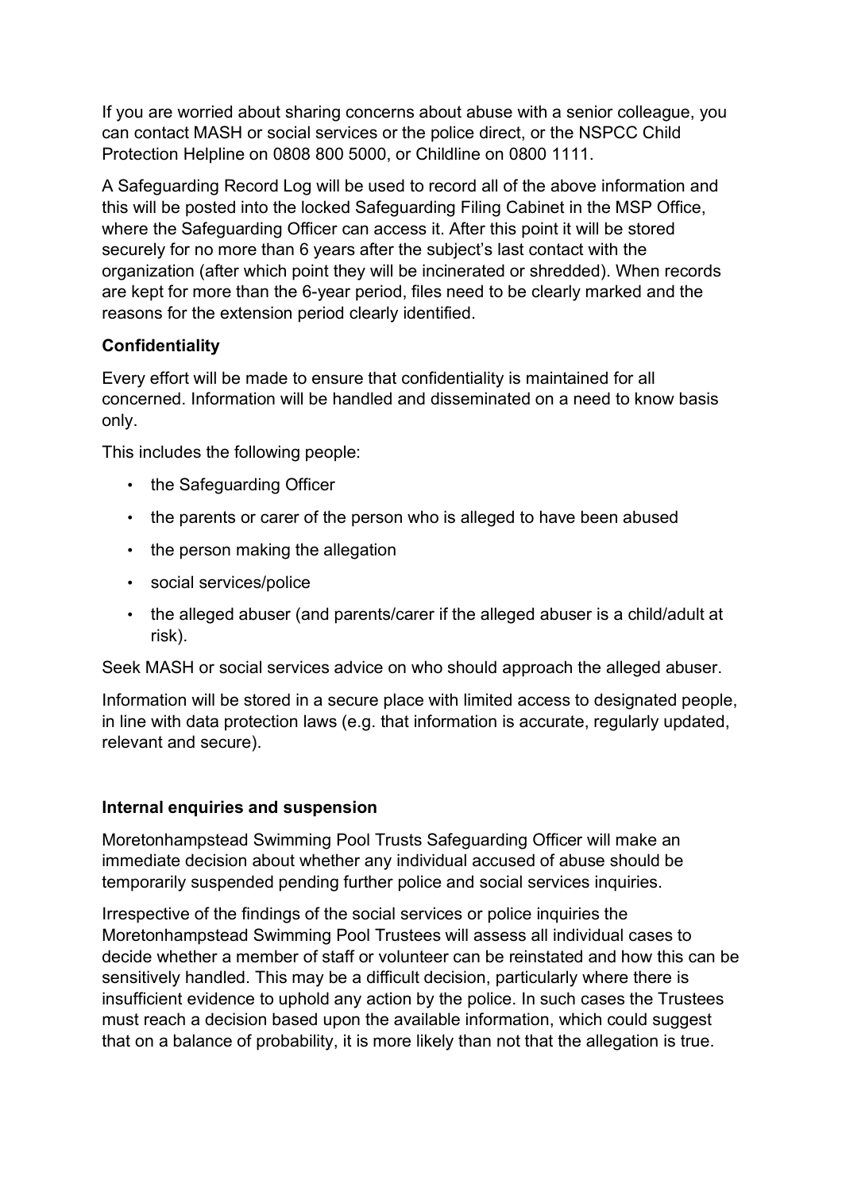If you are worried about sharing concerns about abuse with a senior colleague, you can contact MASH or social services or the police direct, or the NSPCC Child Protection Helpline on 0808 800 5000, or Childline on 0800 1111.

A Safeguarding Record Log will be used to record all of the above information and this will be posted into the locked Safeguarding Filing Cabinet in the MSP Office, where the Safeguarding Officer can access it. After this point it will be stored securely for no more than 6 years after the subject's last contact with the organization (after which point they will be incinerated or shredded). When records are kept for more than the 6-year period, files need to be clearly marked and the reasons for the extension period clearly identified.

**Confidentiality**

Every effort will be made to ensure that confidentiality is maintained for all concerned. Information will be handled and disseminated on a need to know basis only.

This includes the following people:

- the Safeguarding Officer
- the parents or carer of the person who is alleged to have been abused
- the person making the allegation
- social services/police
- the alleged abuser (and parents/carer if the alleged abuser is a child/adult at risk).

Seek MASH or social services advice on who should approach the alleged abuser.

Information will be stored in a secure place with limited access to designated people, in line with data protection laws (e.g. that information is accurate, regularly updated, relevant and secure).

**Internal enquiries and suspension**

Moretonhampstead Swimming Pool Trusts Safeguarding Officer will make an immediate decision about whether any individual accused of abuse should be temporarily suspended pending further police and social services inquiries.

Irrespective of the findings of the social services or police inquiries the Moretonhampstead Swimming Pool Trustees will assess all individual cases to decide whether a member of staff or volunteer can be reinstated and how this can be sensitively handled. This may be a difficult decision, particularly where there is insufficient evidence to uphold any action by the police. In such cases the Trustees must reach a decision based upon the available information, which could suggest that on a balance of probability, it is more likely than not that the allegation is true.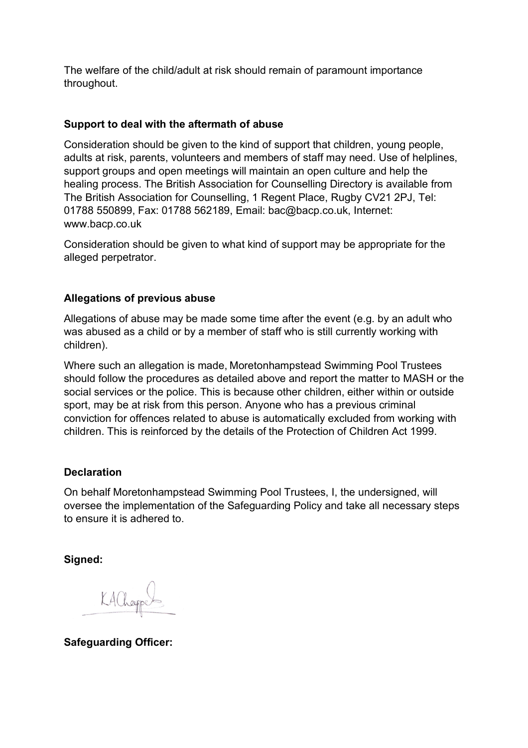The welfare of the child/adult at risk should remain of paramount importance throughout.

**Support to deal with the aftermath of abuse**

Consideration should be given to the kind of support that children, young people, adults at risk, parents, volunteers and members of staff may need. Use of helplines, support groups and open meetings will maintain an open culture and help the healing process. The British Association for Counselling Directory is available from The British Association for Counselling, 1 Regent Place, Rugby CV21 2PJ, Tel: 01788 550899, Fax: 01788 562189, Email: bac@bacp.co.uk, Internet: www.bacp.co.uk

Consideration should be given to what kind of support may be appropriate for the alleged perpetrator.

**Allegations of previous abuse**

Allegations of abuse may be made some time after the event (e.g. by an adult who was abused as a child or by a member of staff who is still currently working with children).

Where such an allegation is made, Moretonhampstead Swimming Pool Trustees should follow the procedures as detailed above and report the matter to MASH or the social services or the police. This is because other children, either within or outside sport, may be at risk from this person. Anyone who has a previous criminal conviction for offences related to abuse is automatically excluded from working with children. This is reinforced by the details of the Protection of Children Act 1999.

**Declaration**

On behalf Moretonhampstead Swimming Pool Trustees, I, the undersigned, will oversee the implementation of the Safeguarding Policy and take all necessary steps to ensure it is adhered to.

**Signed:**

KAChapp

**Safeguarding Officer:**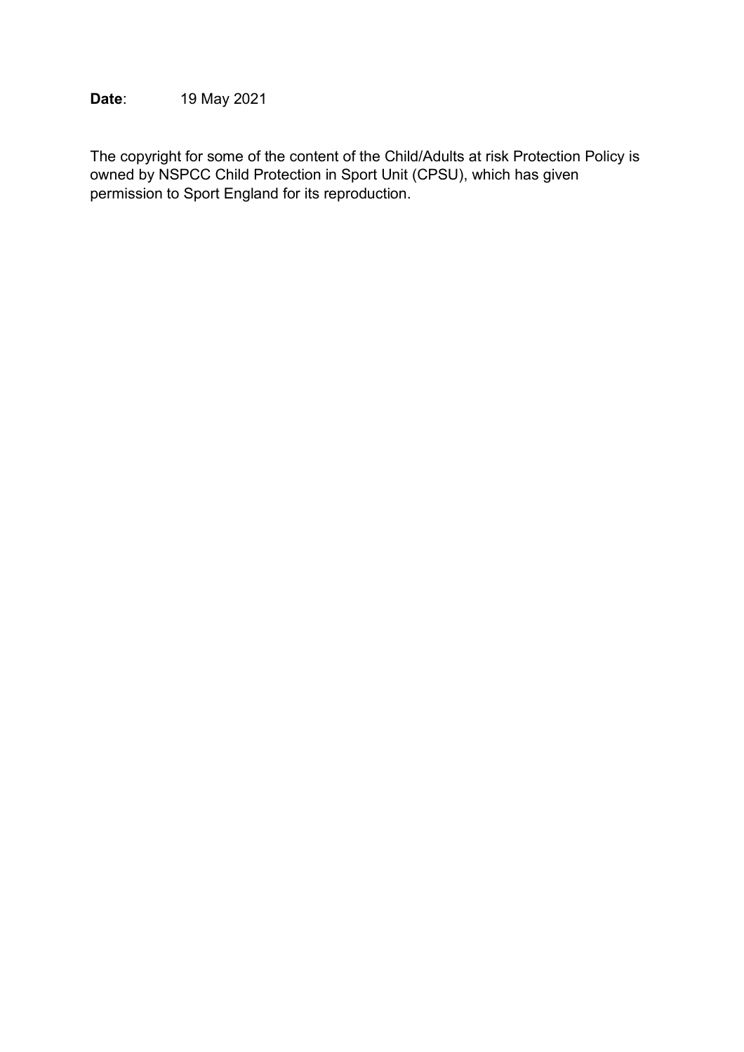**Date**: 19 May 2021

The copyright for some of the content of the Child/Adults at risk Protection Policy is owned by NSPCC Child Protection in Sport Unit (CPSU), which has given permission to Sport England for its reproduction.